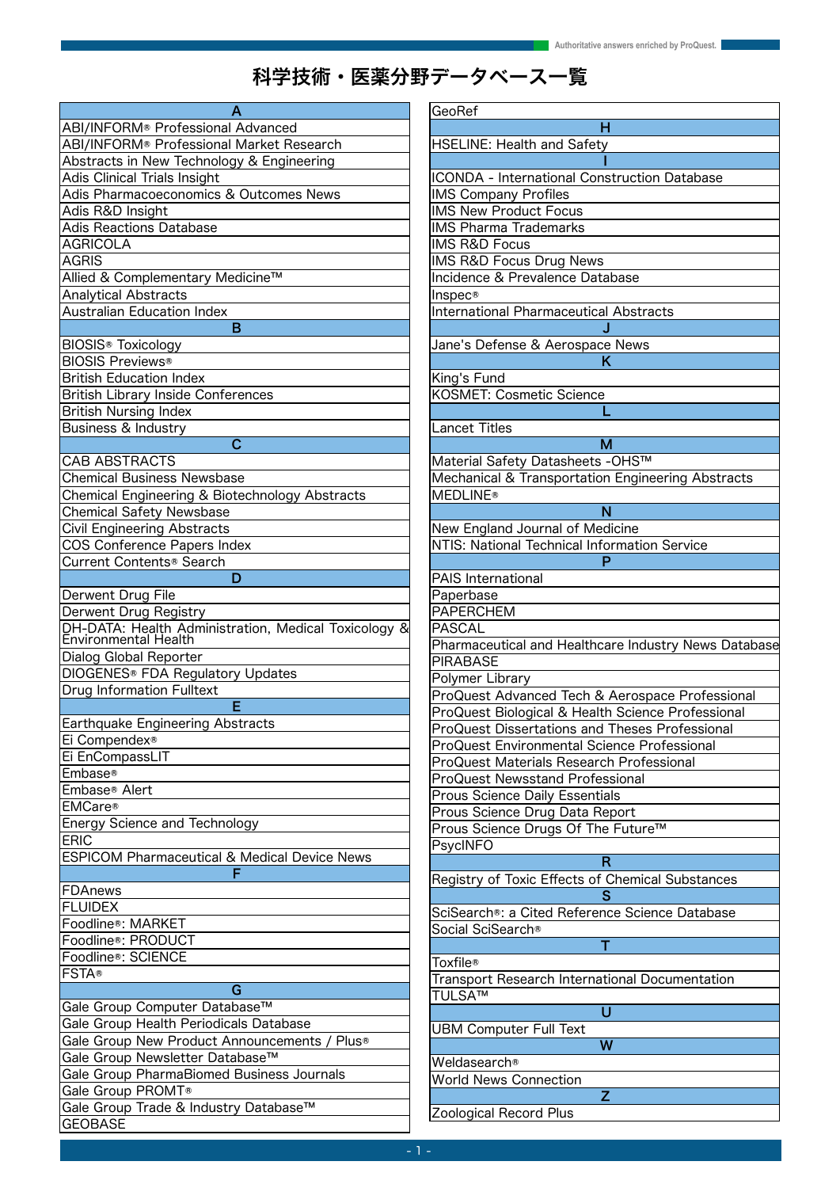# 科学技術・医薬分野データベース一覧

| A |
|---|
| ABI/INFORM® Professional Advanced |
| ABI/INFORM® Professional Market Research |
| Abstracts in New Technology & Engineering |
| Adis Clinical Trials Insight |
| Adis Pharmacoeconomics & Outcomes News |
| Adis R&D Insight |
| Adis Reactions Database |
| AGRICOLA |
| AGRIS |
| Allied & Complementary Medicine™ |
| Analytical Abstracts |
| Australian Education Index |
| **B** |
| BIOSIS® Toxicology |
| BIOSIS Previews® |
| British Education Index |
| British Library Inside Conferences |
| British Nursing Index |
| Business & Industry |
| **C** |
| CAB ABSTRACTS |
| Chemical Business Newsbase |
| Chemical Engineering & Biotechnology Abstracts |
| Chemical Safety Newsbase |
| Civil Engineering Abstracts |
| COS Conference Papers Index |
| Current Contents® Search |
| **D** |
| Derwent Drug File |
| Derwent Drug Registry |
| DH-DATA: Health Administration, Medical Toxicology & Environmental Health |
| Dialog Global Reporter |
| DIOGENES® FDA Regulatory Updates |
| Drug Information Fulltext |
| **E** |
| Earthquake Engineering Abstracts |
| Ei Compendex® |
| Ei EnCompassLIT |
| Embase® |
| Embase® Alert |
| EMCare® |
| Energy Science and Technology |
| ERIC |
| ESPICOM Pharmaceutical & Medical Device News |
| **F** |
| FDAnews |
| FLUIDEX |
| Foodline®: MARKET |
| Foodline®: PRODUCT |
| Foodline®: SCIENCE |
| FSTA® |
| **G** |
| Gale Group Computer Database™ |
| Gale Group Health Periodicals Database |
| Gale Group New Product Announcements / Plus® |
| Gale Group Newsletter Database™ |
| Gale Group PharmaBiomed Business Journals |
| Gale Group PROMT® |
| Gale Group Trade & Industry Database™ |
| GEOBASE |
| GeoRef |
| **H** |
| HSELINE: Health and Safety |
| **I** |
| ICONDA - International Construction Database |
| IMS Company Profiles |
| IMS New Product Focus |
| IMS Pharma Trademarks |
| IMS R&D Focus |
| IMS R&D Focus Drug News |
| Incidence & Prevalence Database |
| Inspec® |
| International Pharmaceutical Abstracts |
| **J** |
| Jane's Defense & Aerospace News |
| **K** |
| King's Fund |
| KOSMET: Cosmetic Science |
| **L** |
| Lancet Titles |
| **M** |
| Material Safety Datasheets -OHS™ |
| Mechanical & Transportation Engineering Abstracts |
| MEDLINE® |
| **N** |
| New England Journal of Medicine |
| NTIS: National Technical Information Service |
| **P** |
| PAIS International |
| Paperbase |
| PAPERCHEM |
| PASCAL |
| Pharmaceutical and Healthcare Industry News Database |
| PIRABASE |
| Polymer Library |
| ProQuest Advanced Tech & Aerospace Professional |
| ProQuest Biological & Health Science Professional |
| ProQuest Dissertations and Theses Professional |
| ProQuest Environmental Science Professional |
| ProQuest Materials Research Professional |
| ProQuest Newsstand Professional |
| Prous Science Daily Essentials |
| Prous Science Drug Data Report |
| Prous Science Drugs Of The Future™ |
| PsycINFO |
| **R** |
| Registry of Toxic Effects of Chemical Substances |
| **S** |
| SciSearch®: a Cited Reference Science Database |
| Social SciSearch® |
| **T** |
| Toxfile® |
| Transport Research International Documentation |
| TULSA™ |
| **U** |
| UBM Computer Full Text |
| **W** |
| Weldasearch® |
| World News Connection |
| **Z** |
| Zoological Record Plus |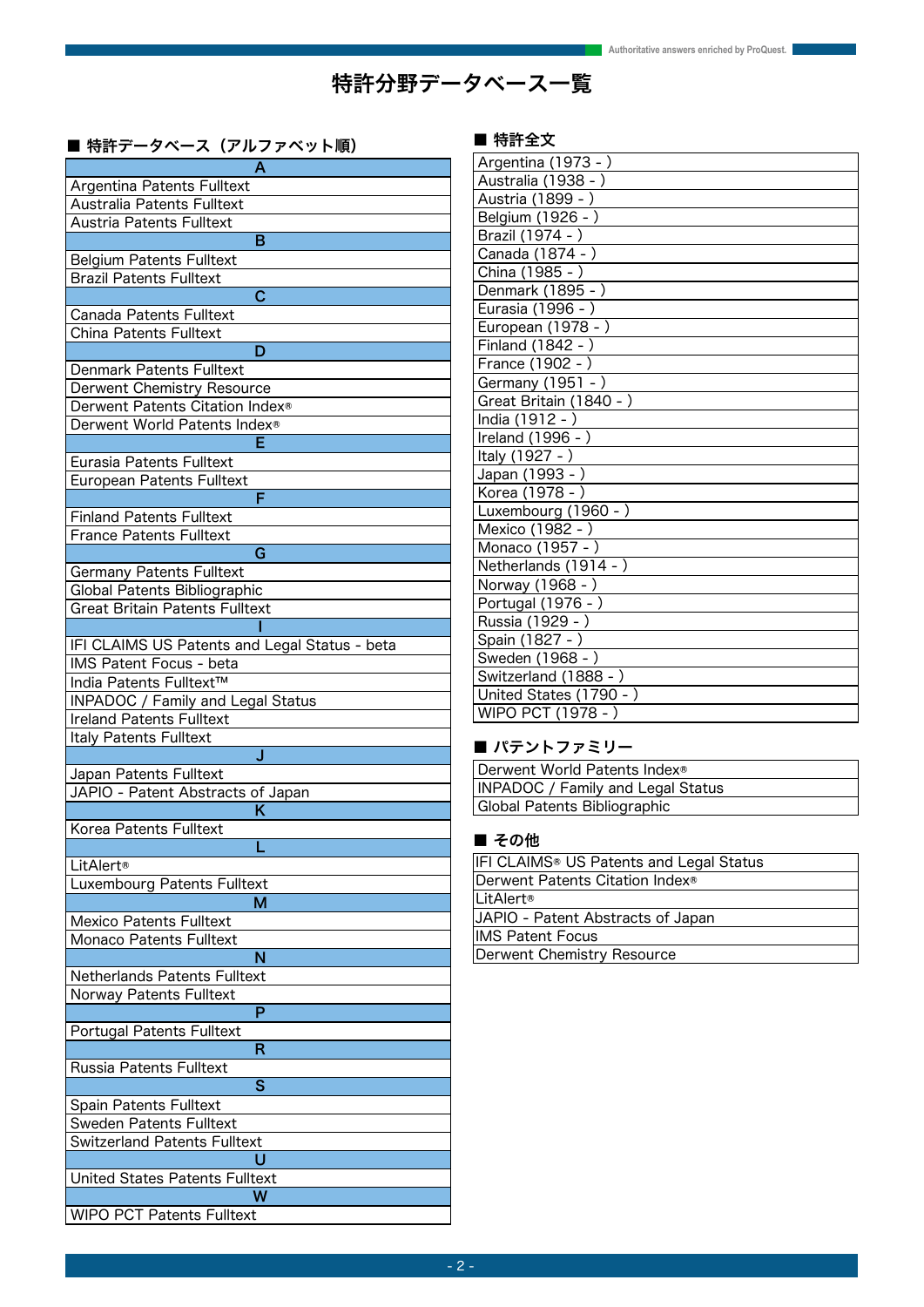# 特許分野データベース一覧

## ■ 特許データベース（アルファベット順）

| A |
|---|
| Argentina Patents Fulltext |
| Australia Patents Fulltext |
| Austria Patents Fulltext |
| **B** |
| Belgium Patents Fulltext |
| Brazil Patents Fulltext |
| **C** |
| Canada Patents Fulltext |
| China Patents Fulltext |
| **D** |
| Denmark Patents Fulltext |
| Derwent Chemistry Resource |
| Derwent Patents Citation Index® |
| Derwent World Patents Index® |
| **E** |
| Eurasia Patents Fulltext |
| European Patents Fulltext |
| **F** |
| Finland Patents Fulltext |
| France Patents Fulltext |
| **G** |
| Germany Patents Fulltext |
| Global Patents Bibliographic |
| Great Britain Patents Fulltext |
| **I** |
| IFI CLAIMS US Patents and Legal Status - beta |
| IMS Patent Focus - beta |
| India Patents Fulltext™ |
| INPADOC / Family and Legal Status |
| Ireland Patents Fulltext |
| Italy Patents Fulltext |
| **J** |
| Japan Patents Fulltext |
| JAPIO - Patent Abstracts of Japan |
| **K** |
| Korea Patents Fulltext |
| **L** |
| LitAlert® |
| Luxembourg Patents Fulltext |
| **M** |
| Mexico Patents Fulltext |
| Monaco Patents Fulltext |
| **N** |
| Netherlands Patents Fulltext |
| Norway Patents Fulltext |
| **P** |
| Portugal Patents Fulltext |
| **R** |
| Russia Patents Fulltext |
| **S** |
| Spain Patents Fulltext |
| Sweden Patents Fulltext |
| Switzerland Patents Fulltext |
| **U** |
| United States Patents Fulltext |
| **W** |
| WIPO PCT Patents Fulltext |

## ■ 特許全文

| |
|---|
| Argentina (1973 - ) |
| Australia (1938 - ) |
| Austria (1899 - ) |
| Belgium (1926 - ) |
| Brazil (1974 - ) |
| Canada (1874 - ) |
| China (1985 - ) |
| Denmark (1895 - ) |
| Eurasia (1996 - ) |
| European (1978 - ) |
| Finland (1842 - ) |
| France (1902 - ) |
| Germany (1951 - ) |
| Great Britain (1840 - ) |
| India (1912 - ) |
| Ireland (1996 - ) |
| Italy (1927 - ) |
| Japan (1993 - ) |
| Korea (1978 - ) |
| Luxembourg (1960 - ) |
| Mexico (1982 - ) |
| Monaco (1957 - ) |
| Netherlands (1914 - ) |
| Norway (1968 - ) |
| Portugal (1976 - ) |
| Russia (1929 - ) |
| Spain (1827 - ) |
| Sweden (1968 - ) |
| Switzerland (1888 - ) |
| United States (1790 - ) |
| WIPO PCT (1978 - ) |

## ■ パテントファミリー

| |
|---|
| Derwent World Patents Index® |
| INPADOC / Family and Legal Status |
| Global Patents Bibliographic |

## ■ その他

| |
|---|
| IFI CLAIMS® US Patents and Legal Status |
| Derwent Patents Citation Index® |
| LitAlert® |
| JAPIO - Patent Abstracts of Japan |
| IMS Patent Focus |
| Derwent Chemistry Resource |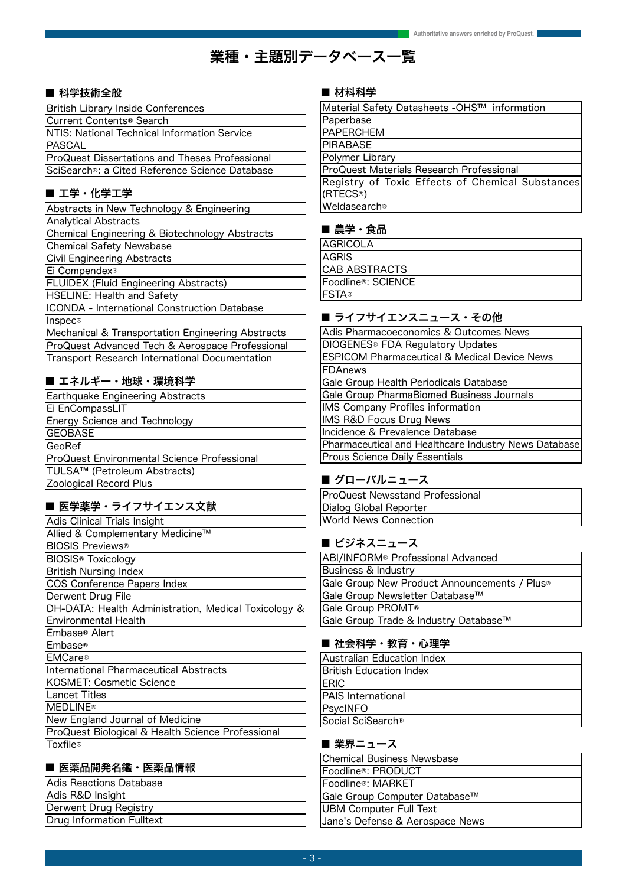# 業種・主題別データベース一覧

## ■ 科学技術全般

| |
|---|
| British Library Inside Conferences |
| Current Contents® Search |
| NTIS: National Technical Information Service |
| PASCAL |
| ProQuest Dissertations and Theses Professional |
| SciSearch®: a Cited Reference Science Database |

## ■ 工学・化学工学

| |
|---|
| Abstracts in New Technology & Engineering |
| Analytical Abstracts |
| Chemical Engineering & Biotechnology Abstracts |
| Chemical Safety Newsbase |
| Civil Engineering Abstracts |
| Ei Compendex® |
| FLUIDEX (Fluid Engineering Abstracts) |
| HSELINE: Health and Safety |
| ICONDA - International Construction Database |
| Inspec® |
| Mechanical & Transportation Engineering Abstracts |
| ProQuest Advanced Tech & Aerospace Professional |
| Transport Research International Documentation |

## ■ エネルギー・地球・環境科学

| |
|---|
| Earthquake Engineering Abstracts |
| Ei EnCompassLIT |
| Energy Science and Technology |
| GEOBASE |
| GeoRef |
| ProQuest Environmental Science Professional |
| TULSA™ (Petroleum Abstracts) |
| Zoological Record Plus |

## ■ 医学薬学・ライフサイエンス文献

| |
|---|
| Adis Clinical Trials Insight |
| Allied & Complementary Medicine™ |
| BIOSIS Previews® |
| BIOSIS® Toxicology |
| British Nursing Index |
| COS Conference Papers Index |
| Derwent Drug File |
| DH-DATA: Health Administration, Medical Toxicology & Environmental Health |
| Embase® Alert |
| Embase® |
| EMCare® |
| International Pharmaceutical Abstracts |
| KOSMET: Cosmetic Science |
| Lancet Titles |
| MEDLINE® |
| New England Journal of Medicine |
| ProQuest Biological & Health Science Professional |
| Toxfile® |

## ■ 医薬品開発名鑑・医薬品情報

| |
|---|
| Adis Reactions Database |
| Adis R&D Insight |
| Derwent Drug Registry |
| Drug Information Fulltext |

## ■ 材料科学

| |
|---|
| Material Safety Datasheets -OHS™ information |
| Paperbase |
| PAPERCHEM |
| PIRABASE |
| Polymer Library |
| ProQuest Materials Research Professional |
| Registry of Toxic Effects of Chemical Substances (RTECS®) |
| Weldasearch® |

## ■ 農学・食品

| |
|---|
| AGRICOLA |
| AGRIS |
| CAB ABSTRACTS |
| Foodline®: SCIENCE |
| FSTA® |

## ■ ライフサイエンスニュース・その他

| |
|---|
| Adis Pharmacoeconomics & Outcomes News |
| DIOGENES® FDA Regulatory Updates |
| ESPICOM Pharmaceutical & Medical Device News |
| FDAnews |
| Gale Group Health Periodicals Database |
| Gale Group PharmaBiomed Business Journals |
| IMS Company Profiles information |
| IMS R&D Focus Drug News |
| Incidence & Prevalence Database |
| Pharmaceutical and Healthcare Industry News Database |
| Prous Science Daily Essentials |

## ■ グローバルニュース

| |
|---|
| ProQuest Newsstand Professional |
| Dialog Global Reporter |
| World News Connection |

## ■ ビジネスニュース

| |
|---|
| ABI/INFORM® Professional Advanced |
| Business & Industry |
| Gale Group New Product Announcements / Plus® |
| Gale Group Newsletter Database™ |
| Gale Group PROMT® |
| Gale Group Trade & Industry Database™ |

## ■ 社会科学・教育・心理学

| |
|---|
| Australian Education Index |
| British Education Index |
| ERIC |
| PAIS International |
| PsycINFO |
| Social SciSearch® |

## ■ 業界ニュース

| |
|---|
| Chemical Business Newsbase |
| Foodline®: PRODUCT |
| Foodline®: MARKET |
| Gale Group Computer Database™ |
| UBM Computer Full Text |
| Jane's Defense & Aerospace News |